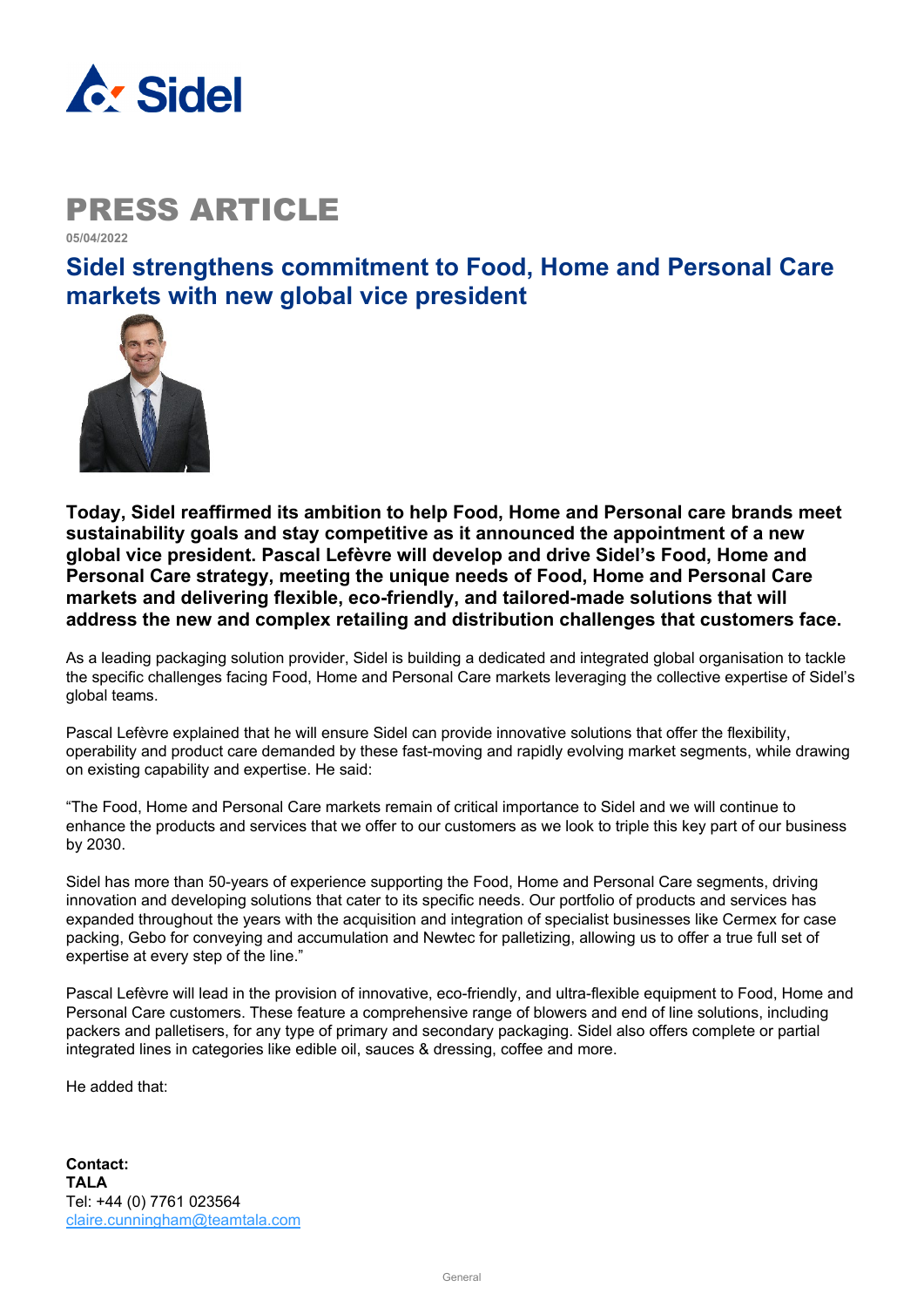# PRESS ARTICLE

**05/04/2022**

## Sidel strengthens commitment to Food, Home and Personal Care markets with new global vice president

**Today, Sidel reaffirmed its ambition to help Food, Home and Personal care brands meet sustainability goals and stay competitive as it announced the appointment of a new global vice president. Pascal Lefèvre will develop and drive Sidel's Food, Home and Personal Care strategy, meeting the unique needs of Food, Home and Personal Care markets and delivering flexible, eco-friendly, and tailored-made solutions that will address the new and complex retailing and distribution challenges that customers face.**

As a leading packaging solution provider, Sidel is building a dedicated and integrated global organisation to tackle the specific challenges facing Food, Home and Personal Care markets leveraging the collective expertise of Sidel's global teams.

Pascal Lefèvre explained that he will ensure Sidel can provide innovative solutions that offer the flexibility, operability and product care demanded by these fast-moving and rapidly evolving market segments, while drawing on existing capability and expertise. He said:

"The Food, Home and Personal Care markets remain of critical importance to Sidel and we will continue to enhance the products and services that we offer to our customers as we look to triple this key part of our business by 2030.

Sidel has more than 50-years of experience supporting the Food, Home and Personal Care segments, driving innovation and developing solutions that cater to its specific needs. Our portfolio of products and services has expanded throughout the years with the acquisition and integration of specialist businesses like Cermex for case packing, Gebo for conveying and accumulation and Newtec for palletizing, allowing us to offer a true full set of expertise at every step of the line."

Pascal Lefèvre will lead in the provision of innovative, eco-friendly, and ultra-flexible equipment to Food, Home and Personal Care customers. These feature a comprehensive range of blowers and end of line solutions, including packers and palletisers, for any type of primary and secondary packaging. Sidel also offers complete or partial integrated lines in categories like edible oil, sauces & dressing, coffee and more.

He added that:

**Contact:**
**TALA**
Tel: +44 (0) 7761 023564
claire.cunningham@teamtala.com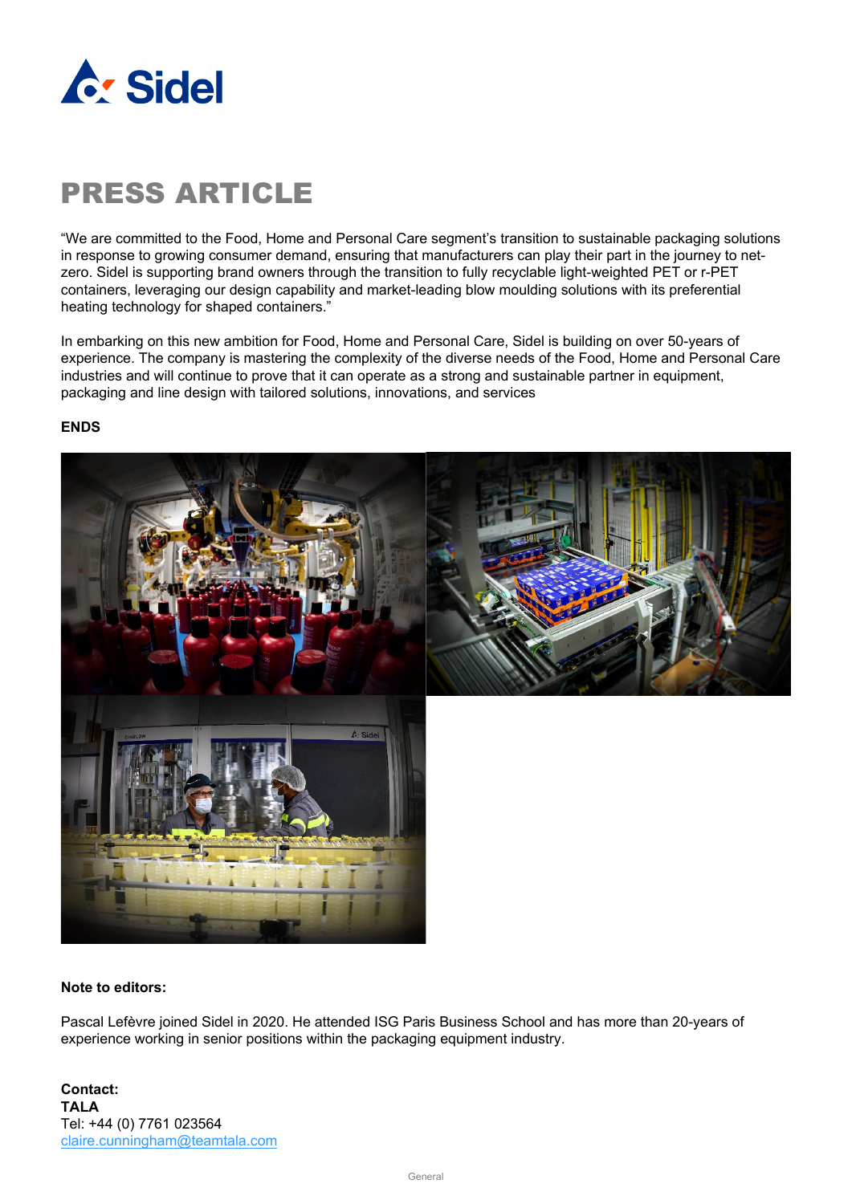# PRESS ARTICLE

"We are committed to the Food, Home and Personal Care segment's transition to sustainable packaging solutions in response to growing consumer demand, ensuring that manufacturers can play their part in the journey to net-zero. Sidel is supporting brand owners through the transition to fully recyclable light-weighted PET or r-PET containers, leveraging our design capability and market-leading blow moulding solutions with its preferential heating technology for shaped containers."

In embarking on this new ambition for Food, Home and Personal Care, Sidel is building on over 50-years of experience. The company is mastering the complexity of the diverse needs of the Food, Home and Personal Care industries and will continue to prove that it can operate as a strong and sustainable partner in equipment, packaging and line design with tailored solutions, innovations, and services

**ENDS**

**Note to editors:**

Pascal Lefèvre joined Sidel in 2020. He attended ISG Paris Business School and has more than 20-years of experience working in senior positions within the packaging equipment industry.

**Contact:**
**TALA**
Tel: +44 (0) 7761 023564
claire.cunningham@teamtala.com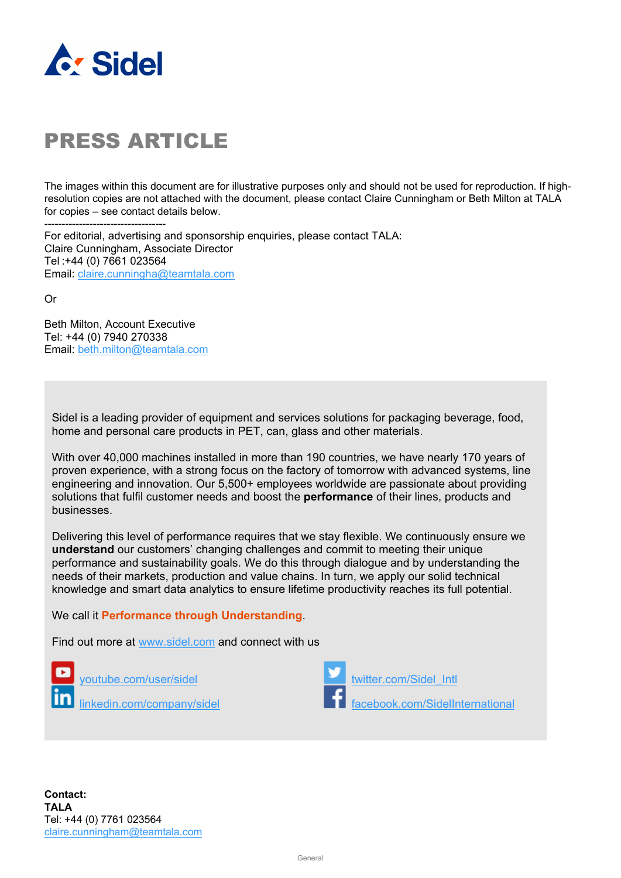# PRESS ARTICLE

The images within this document are for illustrative purposes only and should not be used for reproduction. If high-resolution copies are not attached with the document, please contact Claire Cunningham or Beth Milton at TALA for copies – see contact details below.

-----------------------------------

For editorial, advertising and sponsorship enquiries, please contact TALA:
Claire Cunningham, Associate Director
Tel :+44 (0) 7661 023564
Email: claire.cunningha@teamtala.com

Or

Beth Milton, Account Executive
Tel: +44 (0) 7940 270338
Email: beth.milton@teamtala.com

Sidel is a leading provider of equipment and services solutions for packaging beverage, food, home and personal care products in PET, can, glass and other materials.

With over 40,000 machines installed in more than 190 countries, we have nearly 170 years of proven experience, with a strong focus on the factory of tomorrow with advanced systems, line engineering and innovation. Our 5,500+ employees worldwide are passionate about providing solutions that fulfil customer needs and boost the **performance** of their lines, products and businesses.

Delivering this level of performance requires that we stay flexible. We continuously ensure we **understand** our customers' changing challenges and commit to meeting their unique performance and sustainability goals. We do this through dialogue and by understanding the needs of their markets, production and value chains. In turn, we apply our solid technical knowledge and smart data analytics to ensure lifetime productivity reaches its full potential.

We call it **Performance through Understanding**.

Find out more at www.sidel.com and connect with us

youtube.com/user/sidel
linkedin.com/company/sidel
twitter.com/Sidel_Intl
facebook.com/SidelInternational

**Contact:**
**TALA**
Tel: +44 (0) 7761 023564
claire.cunningham@teamtala.com